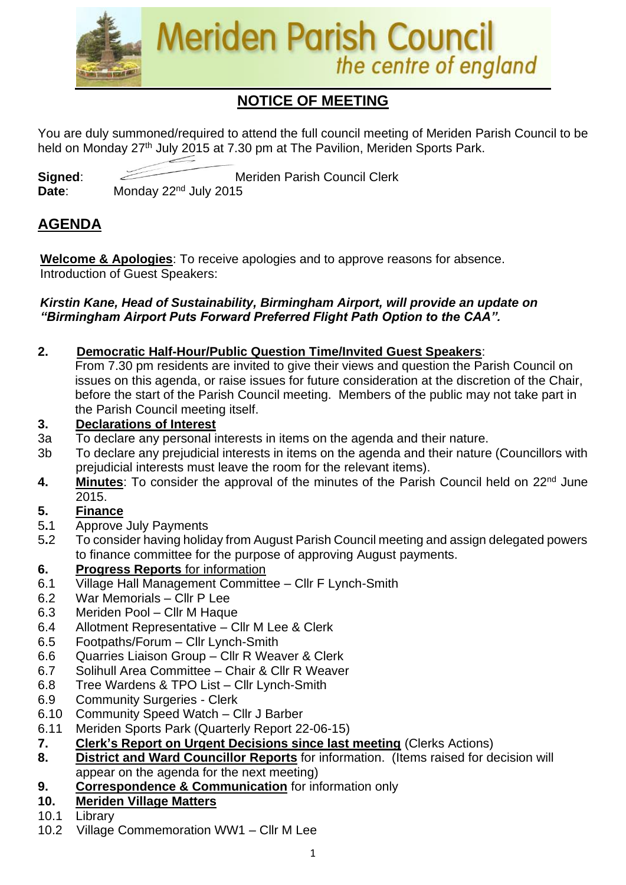# Meriden Parish Council

*the centre of england*

## NOTICE OF MEETING

You are duly summoned/required to attend the full council meeting of Meriden Parish Council to be held on Monday 27th July 2015 at 7.30 pm at The Pavilion, Meriden Sports Park.

**Signed**: Meriden Parish Council Clerk
**Date**: Monday 22nd July 2015

## AGENDA

**Welcome & Apologies**: To receive apologies and to approve reasons for absence.
Introduction of Guest Speakers:

***Kirstin Kane, Head of Sustainability, Birmingham Airport, will provide an update on "Birmingham Airport Puts Forward Preferred Flight Path Option to the CAA".***

**2. Democratic Half-Hour/Public Question Time/Invited Guest Speakers**:
From 7.30 pm residents are invited to give their views and question the Parish Council on issues on this agenda, or raise issues for future consideration at the discretion of the Chair, before the start of the Parish Council meeting. Members of the public may not take part in the Parish Council meeting itself.

**3. Declarations of Interest**

3a To declare any personal interests in items on the agenda and their nature.

3b To declare any prejudicial interests in items on the agenda and their nature (Councillors with prejudicial interests must leave the room for the relevant items).

**4. Minutes**: To consider the approval of the minutes of the Parish Council held on 22nd June 2015.

**5. Finance**

5.1 Approve July Payments

5.2 To consider having holiday from August Parish Council meeting and assign delegated powers to finance committee for the purpose of approving August payments.

**6. Progress Reports** for information

6.1 Village Hall Management Committee – Cllr F Lynch-Smith

6.2 War Memorials – Cllr P Lee

6.3 Meriden Pool – Cllr M Haque

6.4 Allotment Representative – Cllr M Lee & Clerk

6.5 Footpaths/Forum – Cllr Lynch-Smith

6.6 Quarries Liaison Group – Cllr R Weaver & Clerk

6.7 Solihull Area Committee – Chair & Cllr R Weaver

6.8 Tree Wardens & TPO List – Cllr Lynch-Smith

6.9 Community Surgeries - Clerk

6.10 Community Speed Watch – Cllr J Barber

6.11 Meriden Sports Park (Quarterly Report 22-06-15)

**7. Clerk's Report on Urgent Decisions since last meeting** (Clerks Actions)

**8. District and Ward Councillor Reports** for information. (Items raised for decision will appear on the agenda for the next meeting)

**9. Correspondence & Communication** for information only

**10. Meriden Village Matters**

10.1 Library

10.2 Village Commemoration WW1 – Cllr M Lee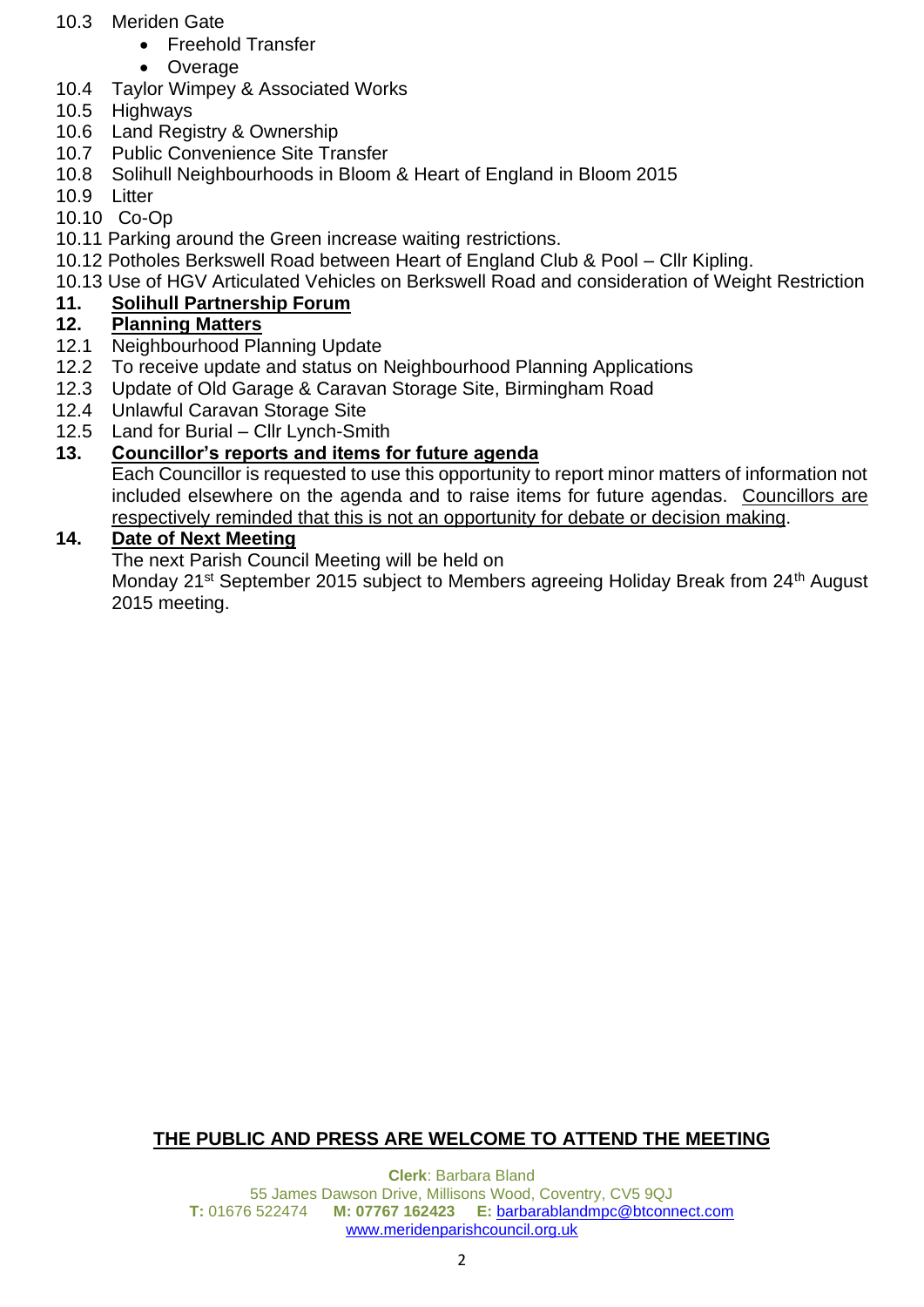10.3 Meriden Gate

- Freehold Transfer
- Overage

10.4 Taylor Wimpey & Associated Works

10.5 Highways

10.6 Land Registry & Ownership

10.7 Public Convenience Site Transfer

10.8 Solihull Neighbourhoods in Bloom & Heart of England in Bloom 2015

10.9 Litter

10.10 Co-Op

10.11 Parking around the Green increase waiting restrictions.

10.12 Potholes Berkswell Road between Heart of England Club & Pool – Cllr Kipling.

10.13 Use of HGV Articulated Vehicles on Berkswell Road and consideration of Weight Restriction

**11. Solihull Partnership Forum**

**12. Planning Matters**

12.1 Neighbourhood Planning Update

12.2 To receive update and status on Neighbourhood Planning Applications

12.3 Update of Old Garage & Caravan Storage Site, Birmingham Road

12.4 Unlawful Caravan Storage Site

12.5 Land for Burial – Cllr Lynch-Smith

**13. Councillor's reports and items for future agenda**

Each Councillor is requested to use this opportunity to report minor matters of information not included elsewhere on the agenda and to raise items for future agendas. Councillors are respectively reminded that this is not an opportunity for debate or decision making.

**14. Date of Next Meeting**

The next Parish Council Meeting will be held on
Monday 21st September 2015 subject to Members agreeing Holiday Break from 24th August 2015 meeting.

**THE PUBLIC AND PRESS ARE WELCOME TO ATTEND THE MEETING**

**Clerk**: Barbara Bland
55 James Dawson Drive, Millisons Wood, Coventry, CV5 9QJ
**T:** 01676 522474 **M: 07767 162423** **E:** barbarablandmpc@btconnect.com
www.meridenparishcouncil.org.uk